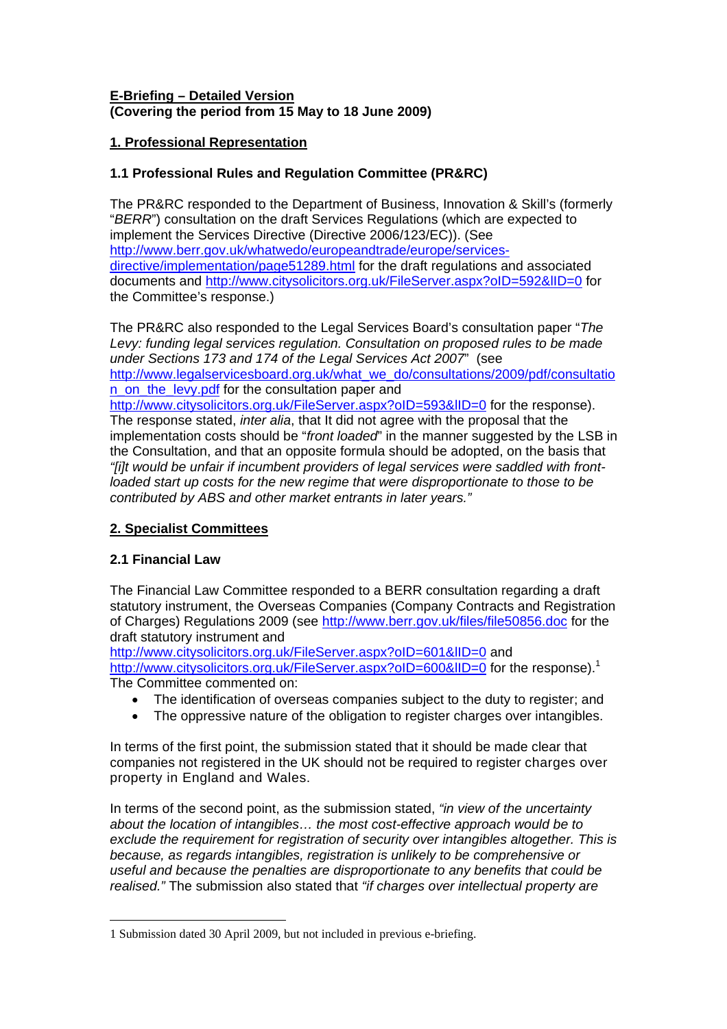**E-Briefing – Detailed Version**
**(Covering the period from 15 May to 18 June 2009)**

## 1. Professional Representation

### 1.1 Professional Rules and Regulation Committee (PR&RC)

The PR&RC responded to the Department of Business, Innovation & Skill's (formerly "*BERR*") consultation on the draft Services Regulations (which are expected to implement the Services Directive (Directive 2006/123/EC)). (See http://www.berr.gov.uk/whatwedo/europeandtrade/europe/services-directive/implementation/page51289.html for the draft regulations and associated documents and http://www.citysolicitors.org.uk/FileServer.aspx?oID=592&lID=0 for the Committee's response.)

The PR&RC also responded to the Legal Services Board's consultation paper "*The Levy: funding legal services regulation. Consultation on proposed rules to be made under Sections 173 and 174 of the Legal Services Act 2007*" (see http://www.legalservicesboard.org.uk/what_we_do/consultations/2009/pdf/consultation_on_the_levy.pdf for the consultation paper and http://www.citysolicitors.org.uk/FileServer.aspx?oID=593&lID=0 for the response). The response stated, *inter alia*, that It did not agree with the proposal that the implementation costs should be "*front loaded*" in the manner suggested by the LSB in the Consultation, and that an opposite formula should be adopted, on the basis that *"[i]t would be unfair if incumbent providers of legal services were saddled with front-loaded start up costs for the new regime that were disproportionate to those to be contributed by ABS and other market entrants in later years."*

## 2. Specialist Committees

### 2.1 Financial Law

The Financial Law Committee responded to a BERR consultation regarding a draft statutory instrument, the Overseas Companies (Company Contracts and Registration of Charges) Regulations 2009 (see http://www.berr.gov.uk/files/file50856.doc for the draft statutory instrument and http://www.citysolicitors.org.uk/FileServer.aspx?oID=601&lID=0 and http://www.citysolicitors.org.uk/FileServer.aspx?oID=600&lID=0 for the response).[1] The Committee commented on:

- The identification of overseas companies subject to the duty to register; and
- The oppressive nature of the obligation to register charges over intangibles.

In terms of the first point, the submission stated that it should be made clear that companies not registered in the UK should not be required to register charges over property in England and Wales.

In terms of the second point, as the submission stated, *"in view of the uncertainty about the location of intangibles… the most cost-effective approach would be to exclude the requirement for registration of security over intangibles altogether. This is because, as regards intangibles, registration is unlikely to be comprehensive or useful and because the penalties are disproportionate to any benefits that could be realised."* The submission also stated that *"if charges over intellectual property are*

---

[1] Submission dated 30 April 2009, but not included in previous e-briefing.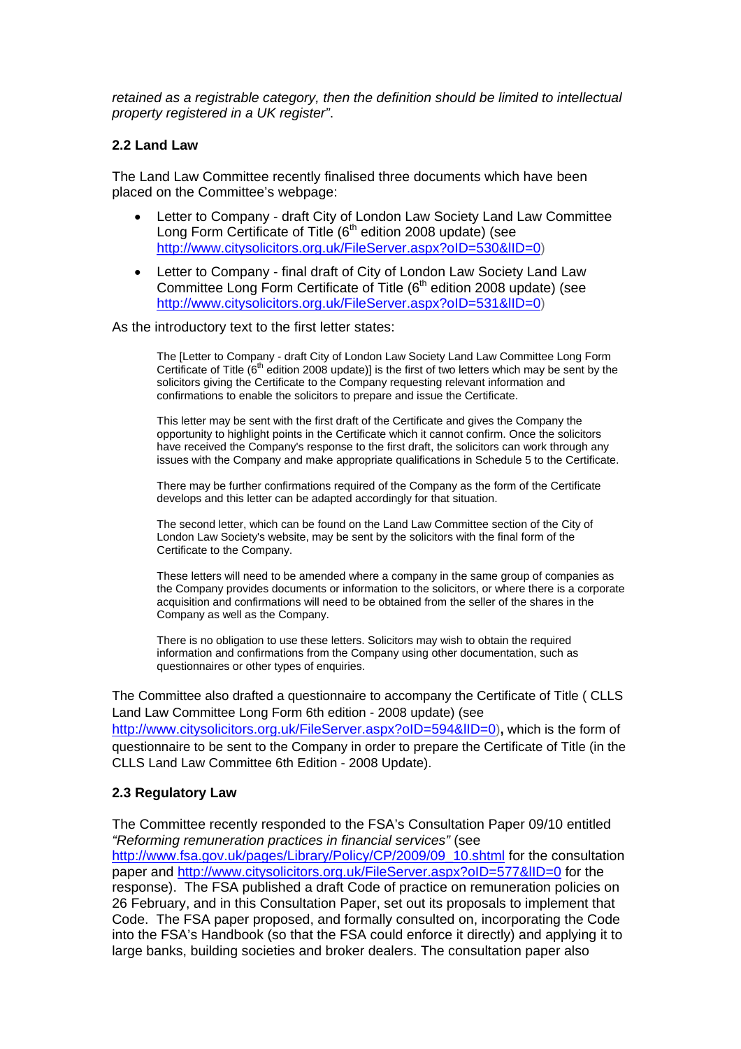*retained as a registrable category, then the definition should be limited to intellectual property registered in a UK register".*

### 2.2 Land Law

The Land Law Committee recently finalised three documents which have been placed on the Committee's webpage:

- Letter to Company - draft City of London Law Society Land Law Committee Long Form Certificate of Title (6th edition 2008 update) (see http://www.citysolicitors.org.uk/FileServer.aspx?oID=530&lID=0)
- Letter to Company - final draft of City of London Law Society Land Law Committee Long Form Certificate of Title (6th edition 2008 update) (see http://www.citysolicitors.org.uk/FileServer.aspx?oID=531&lID=0)

As the introductory text to the first letter states:

> The [Letter to Company - draft City of London Law Society Land Law Committee Long Form Certificate of Title (6th edition 2008 update)] is the first of two letters which may be sent by the solicitors giving the Certificate to the Company requesting relevant information and confirmations to enable the solicitors to prepare and issue the Certificate.
>
> This letter may be sent with the first draft of the Certificate and gives the Company the opportunity to highlight points in the Certificate which it cannot confirm. Once the solicitors have received the Company's response to the first draft, the solicitors can work through any issues with the Company and make appropriate qualifications in Schedule 5 to the Certificate.
>
> There may be further confirmations required of the Company as the form of the Certificate develops and this letter can be adapted accordingly for that situation.
>
> The second letter, which can be found on the Land Law Committee section of the City of London Law Society's website, may be sent by the solicitors with the final form of the Certificate to the Company.
>
> These letters will need to be amended where a company in the same group of companies as the Company provides documents or information to the solicitors, or where there is a corporate acquisition and confirmations will need to be obtained from the seller of the shares in the Company as well as the Company.
>
> There is no obligation to use these letters. Solicitors may wish to obtain the required information and confirmations from the Company using other documentation, such as questionnaires or other types of enquiries.

The Committee also drafted a questionnaire to accompany the Certificate of Title ( CLLS Land Law Committee Long Form 6th edition - 2008 update) (see http://www.citysolicitors.org.uk/FileServer.aspx?oID=594&lID=0)**,** which is the form of questionnaire to be sent to the Company in order to prepare the Certificate of Title (in the CLLS Land Law Committee 6th Edition - 2008 Update).

### 2.3 Regulatory Law

The Committee recently responded to the FSA's Consultation Paper 09/10 entitled *"Reforming remuneration practices in financial services"* (see http://www.fsa.gov.uk/pages/Library/Policy/CP/2009/09_10.shtml for the consultation paper and http://www.citysolicitors.org.uk/FileServer.aspx?oID=577&lID=0 for the response). The FSA published a draft Code of practice on remuneration policies on 26 February, and in this Consultation Paper, set out its proposals to implement that Code. The FSA paper proposed, and formally consulted on, incorporating the Code into the FSA's Handbook (so that the FSA could enforce it directly) and applying it to large banks, building societies and broker dealers. The consultation paper also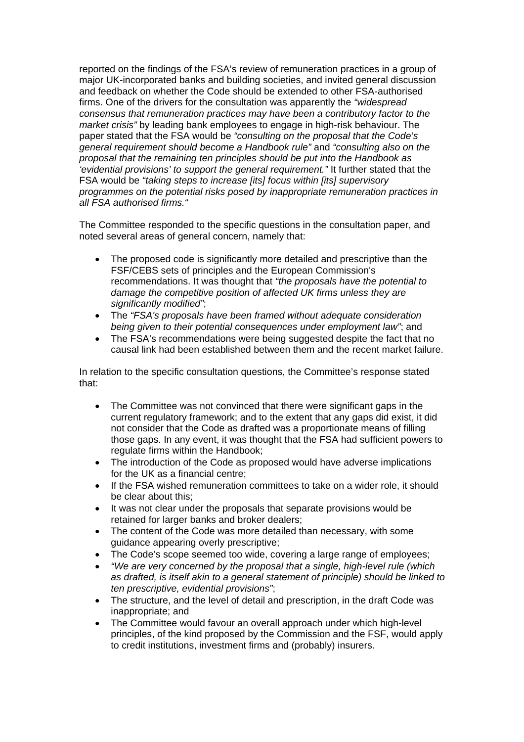reported on the findings of the FSA's review of remuneration practices in a group of major UK-incorporated banks and building societies, and invited general discussion and feedback on whether the Code should be extended to other FSA-authorised firms. One of the drivers for the consultation was apparently the *"widespread consensus that remuneration practices may have been a contributory factor to the market crisis"* by leading bank employees to engage in high-risk behaviour. The paper stated that the FSA would be *"consulting on the proposal that the Code's general requirement should become a Handbook rule"* and *"consulting also on the proposal that the remaining ten principles should be put into the Handbook as 'evidential provisions' to support the general requirement."* It further stated that the FSA would be *"taking steps to increase [its] focus within [its] supervisory programmes on the potential risks posed by inappropriate remuneration practices in all FSA authorised firms."*

The Committee responded to the specific questions in the consultation paper, and noted several areas of general concern, namely that:

- The proposed code is significantly more detailed and prescriptive than the FSF/CEBS sets of principles and the European Commission's recommendations. It was thought that *"the proposals have the potential to damage the competitive position of affected UK firms unless they are significantly modified"*;
- The *"FSA's proposals have been framed without adequate consideration being given to their potential consequences under employment law"*; and
- The FSA's recommendations were being suggested despite the fact that no causal link had been established between them and the recent market failure.

In relation to the specific consultation questions, the Committee's response stated that:

- The Committee was not convinced that there were significant gaps in the current regulatory framework; and to the extent that any gaps did exist, it did not consider that the Code as drafted was a proportionate means of filling those gaps. In any event, it was thought that the FSA had sufficient powers to regulate firms within the Handbook;
- The introduction of the Code as proposed would have adverse implications for the UK as a financial centre;
- If the FSA wished remuneration committees to take on a wider role, it should be clear about this;
- It was not clear under the proposals that separate provisions would be retained for larger banks and broker dealers;
- The content of the Code was more detailed than necessary, with some guidance appearing overly prescriptive;
- The Code's scope seemed too wide, covering a large range of employees;
- *"We are very concerned by the proposal that a single, high-level rule (which as drafted, is itself akin to a general statement of principle) should be linked to ten prescriptive, evidential provisions"*;
- The structure, and the level of detail and prescription, in the draft Code was inappropriate; and
- The Committee would favour an overall approach under which high-level principles, of the kind proposed by the Commission and the FSF, would apply to credit institutions, investment firms and (probably) insurers.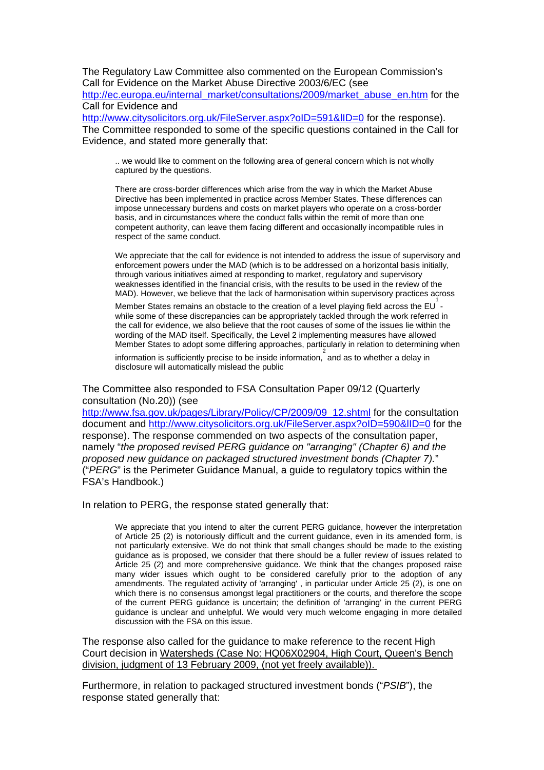The Regulatory Law Committee also commented on the European Commission's Call for Evidence on the Market Abuse Directive 2003/6/EC (see http://ec.europa.eu/internal_market/consultations/2009/market_abuse_en.htm for the Call for Evidence and http://www.citysolicitors.org.uk/FileServer.aspx?oID=591&lID=0 for the response). The Committee responded to some of the specific questions contained in the Call for Evidence, and stated more generally that:

> .. we would like to comment on the following area of general concern which is not wholly captured by the questions.
>
> There are cross-border differences which arise from the way in which the Market Abuse Directive has been implemented in practice across Member States. These differences can impose unnecessary burdens and costs on market players who operate on a cross-border basis, and in circumstances where the conduct falls within the remit of more than one competent authority, can leave them facing different and occasionally incompatible rules in respect of the same conduct.
>
> We appreciate that the call for evidence is not intended to address the issue of supervisory and enforcement powers under the MAD (which is to be addressed on a horizontal basis initially, through various initiatives aimed at responding to market, regulatory and supervisory weaknesses identified in the financial crisis, with the results to be used in the review of the MAD). However, we believe that the lack of harmonisation within supervisory practices across Member States remains an obstacle to the creation of a level playing field across the EU[1] - while some of these discrepancies can be appropriately tackled through the work referred in the call for evidence, we also believe that the root causes of some of the issues lie within the wording of the MAD itself. Specifically, the Level 2 implementing measures have allowed Member States to adopt some differing approaches, particularly in relation to determining when information is sufficiently precise to be inside information,[2] and as to whether a delay in disclosure will automatically mislead the public

The Committee also responded to FSA Consultation Paper 09/12 (Quarterly consultation (No.20)) (see http://www.fsa.gov.uk/pages/Library/Policy/CP/2009/09_12.shtml for the consultation document and http://www.citysolicitors.org.uk/FileServer.aspx?oID=590&lID=0 for the response). The response commended on two aspects of the consultation paper, namely "*the proposed revised PERG guidance on "arranging" (Chapter 6) and the proposed new guidance on packaged structured investment bonds (Chapter 7).*" ("*PERG*" is the Perimeter Guidance Manual, a guide to regulatory topics within the FSA's Handbook.)

In relation to PERG, the response stated generally that:

> We appreciate that you intend to alter the current PERG guidance, however the interpretation of Article 25 (2) is notoriously difficult and the current guidance, even in its amended form, is not particularly extensive. We do not think that small changes should be made to the existing guidance as is proposed, we consider that there should be a fuller review of issues related to Article 25 (2) and more comprehensive guidance. We think that the changes proposed raise many wider issues which ought to be considered carefully prior to the adoption of any amendments. The regulated activity of 'arranging' , in particular under Article 25 (2), is one on which there is no consensus amongst legal practitioners or the courts, and therefore the scope of the current PERG guidance is uncertain; the definition of 'arranging' in the current PERG guidance is unclear and unhelpful. We would very much welcome engaging in more detailed discussion with the FSA on this issue.

The response also called for the guidance to make reference to the recent High Court decision in Watersheds (Case No: HQ06X02904, High Court, Queen's Bench division, judgment of 13 February 2009, (not yet freely available)).

Furthermore, in relation to packaged structured investment bonds ("*PSIB*"), the response stated generally that: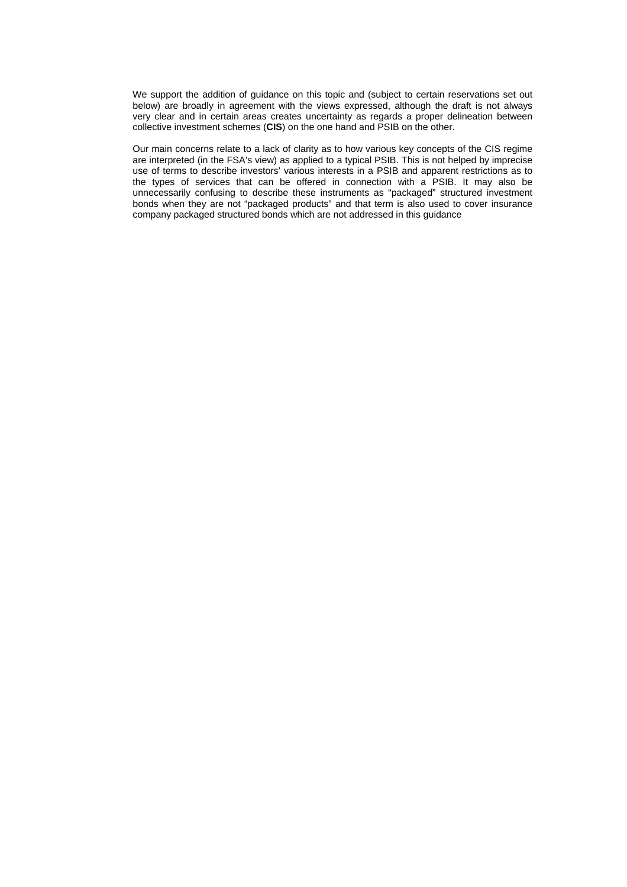We support the addition of guidance on this topic and (subject to certain reservations set out below) are broadly in agreement with the views expressed, although the draft is not always very clear and in certain areas creates uncertainty as regards a proper delineation between collective investment schemes (**CIS**) on the one hand and PSIB on the other.

Our main concerns relate to a lack of clarity as to how various key concepts of the CIS regime are interpreted (in the FSA's view) as applied to a typical PSIB. This is not helped by imprecise use of terms to describe investors' various interests in a PSIB and apparent restrictions as to the types of services that can be offered in connection with a PSIB. It may also be unnecessarily confusing to describe these instruments as "packaged" structured investment bonds when they are not "packaged products" and that term is also used to cover insurance company packaged structured bonds which are not addressed in this guidance